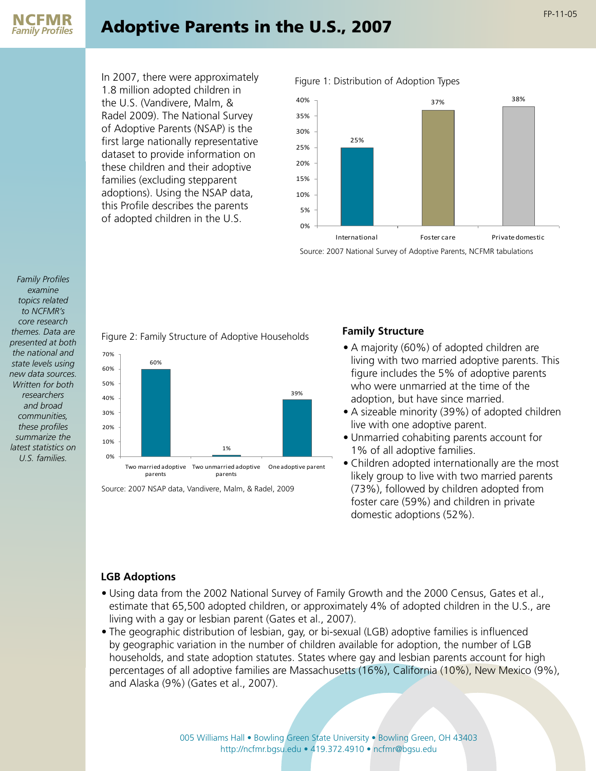# Adoptive Parents in the U.S., 2007

In 2007, there were approximately 1.8 million adopted children in the U.S. (Vandivere, Malm, & Radel 2009). The National Survey of Adoptive Parents (NSAP) is the first large nationally representative dataset to provide information on these children and their adoptive families (excluding stepparent adoptions). Using the NSAP data, this Profile describes the parents of adopted children in the U.S.

Figure 1: Distribution of Adoption Types

| International | Foster care | Private domestic |
|---|---|---|
| 25% | 37% | 38% |

Source: 2007 National Survey of Adoptive Parents, NCFMR tabulations

*Family Profiles examine topics related to NCFMR's core research themes. Data are presented at both the national and state levels using new data sources. Written for both researchers and broad communities, these profiles summarize the latest statistics on U.S. families.*

Figure 2: Family Structure of Adoptive Households

| Two married adoptive parents | Two unmarried adoptive parents | One adoptive parent |
|---|---|---|
| 60% | 1% | 39% |

Source: 2007 NSAP data, Vandivere, Malm, & Radel, 2009

## Family Structure

- A majority (60%) of adopted children are living with two married adoptive parents. This figure includes the 5% of adoptive parents who were unmarried at the time of the adoption, but have since married.
- A sizeable minority (39%) of adopted children live with one adoptive parent.
- Unmarried cohabiting parents account for 1% of all adoptive families.
- Children adopted internationally are the most likely group to live with two married parents (73%), followed by children adopted from foster care (59%) and children in private domestic adoptions (52%).

## LGB Adoptions

- Using data from the 2002 National Survey of Family Growth and the 2000 Census, Gates et al., estimate that 65,500 adopted children, or approximately 4% of adopted children in the U.S., are living with a gay or lesbian parent (Gates et al., 2007).
- The geographic distribution of lesbian, gay, or bi-sexual (LGB) adoptive families is influenced by geographic variation in the number of children available for adoption, the number of LGB households, and state adoption statutes. States where gay and lesbian parents account for high percentages of all adoptive families are Massachusetts (16%), California (10%), New Mexico (9%), and Alaska (9%) (Gates et al., 2007).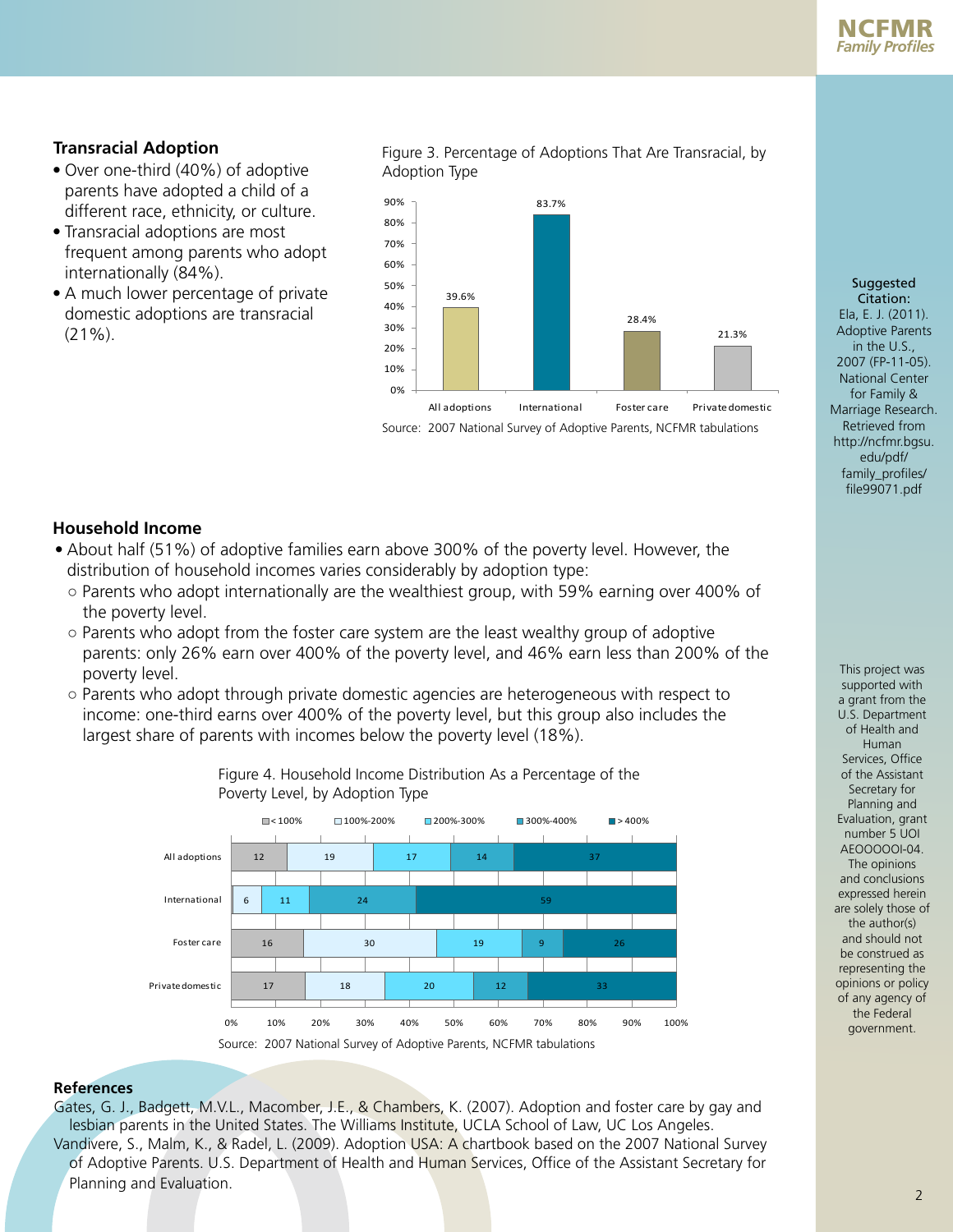## Transracial Adoption

- Over one-third (40%) of adoptive parents have adopted a child of a different race, ethnicity, or culture.
- Transracial adoptions are most frequent among parents who adopt internationally (84%).
- A much lower percentage of private domestic adoptions are transracial (21%).

Figure 3. Percentage of Adoptions That Are Transracial, by Adoption Type

90%
80%
70%
60%
50%
40%
30%
20%
10%
0%

39.6%
83.7%
28.4%
21.3%

All adoptions
International
Foster care
Private domestic

Source: 2007 National Survey of Adoptive Parents, NCFMR tabulations

## Household Income

- About half (51%) of adoptive families earn above 300% of the poverty level. However, the distribution of household incomes varies considerably by adoption type:
  - Parents who adopt internationally are the wealthiest group, with 59% earning over 400% of the poverty level.
  - Parents who adopt from the foster care system are the least wealthy group of adoptive parents: only 26% earn over 400% of the poverty level, and 46% earn less than 200% of the poverty level.
  - Parents who adopt through private domestic agencies are heterogeneous with respect to income: one-third earns over 400% of the poverty level, but this group also includes the largest share of parents with incomes below the poverty level (18%).

Figure 4. Household Income Distribution As a Percentage of the Poverty Level, by Adoption Type

< 100%
100%-200%
200%-300%
300%-400%
> 400%

All adoptions: 12, 19, 17, 14, 37
International: 6, 11, 24, 59
Foster care: 16, 30, 19, 9, 26
Private domestic: 17, 18, 20, 12, 33

0%
10%
20%
30%
40%
50%
60%
70%
80%
90%
100%

Source: 2007 National Survey of Adoptive Parents, NCFMR tabulations

## References

Gates, G. J., Badgett, M.V.L., Macomber, J.E., & Chambers, K. (2007). Adoption and foster care by gay and lesbian parents in the United States. The Williams Institute, UCLA School of Law, UC Los Angeles.

Vandivere, S., Malm, K., & Radel, L. (2009). Adoption USA: A chartbook based on the 2007 National Survey of Adoptive Parents. U.S. Department of Health and Human Services, Office of the Assistant Secretary for Planning and Evaluation.

**Suggested Citation:**
Ela, E. J. (2011). Adoptive Parents in the U.S., 2007 (FP-11-05). National Center for Family & Marriage Research. Retrieved from http://ncfmr.bgsu.edu/pdf/family_profiles/file99071.pdf

This project was supported with a grant from the U.S. Department of Health and Human Services, Office of the Assistant Secretary for Planning and Evaluation, grant number 5 UOI AEOOOOOI-04. The opinions and conclusions expressed herein are solely those of the author(s) and should not be construed as representing the opinions or policy of any agency of the Federal government.